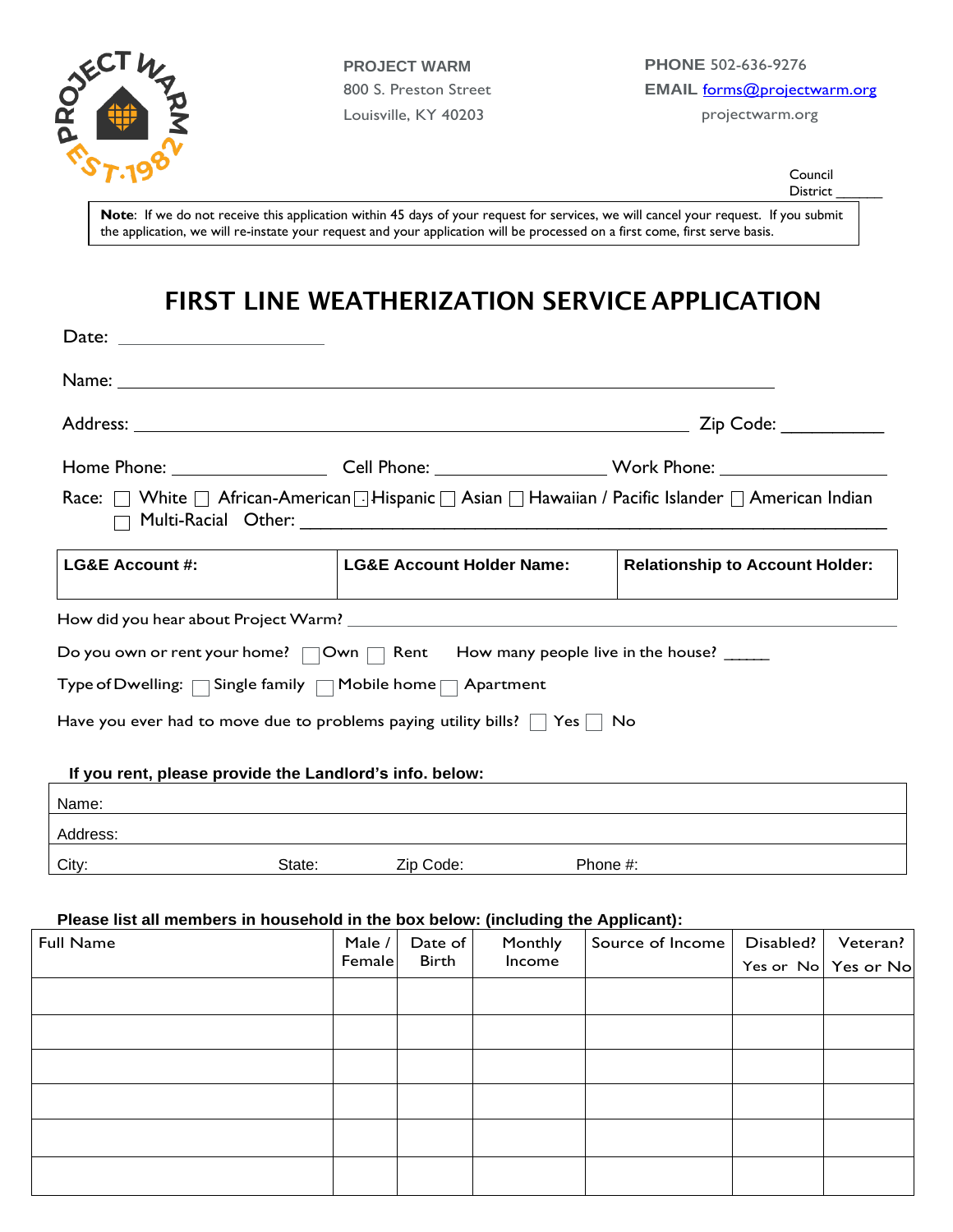PROJECT WARM
800 S. Preston Street
Louisville, KY 40203

PHONE 502-636-9276
EMAIL forms@projectwarm.org
projectwarm.org

Council District ______

**Note**: If we do not receive this application within 45 days of your request for services, we will cancel your request. If you submit the application, we will re-instate your request and your application will be processed on a first come, first serve basis.

# FIRST LINE WEATHERIZATION SERVICE APPLICATION

Date: ____________________

Name: ____________________________________________________________

Address: ____________________________________________________ Zip Code: __________

Home Phone: _______________ Cell Phone: _______________ Work Phone: _______________

Race: ☐ White ☐ African-American ☐ Hispanic ☐ Asian ☐ Hawaiian / Pacific Islander ☐ American Indian ☐ Multi-Racial Other: ____________________________________________

| LG&E Account #: | LG&E Account Holder Name: | Relationship to Account Holder: |
|---|---|---|
| | | |

How did you hear about Project Warm? ____________________________________________

Do you own or rent your home? ☐ Own ☐ Rent How many people live in the house? _____

Type of Dwelling: ☐ Single family ☐ Mobile home ☐ Apartment

Have you ever had to move due to problems paying utility bills? ☐ Yes ☐ No

**If you rent, please provide the Landlord's info. below:**

| Name: | | | |
|---|---|---|---|
| Address: | | | |
| City: | State: | Zip Code: | Phone #: |

**Please list all members in household in the box below: (including the Applicant):**

| Full Name | Male / Female | Date of Birth | Monthly Income | Source of Income | Disabled? Yes or No | Veteran? Yes or No |
|---|---|---|---|---|---|---|
| | | | | | | |
| | | | | | | |
| | | | | | | |
| | | | | | | |
| | | | | | | |
| | | | | | | |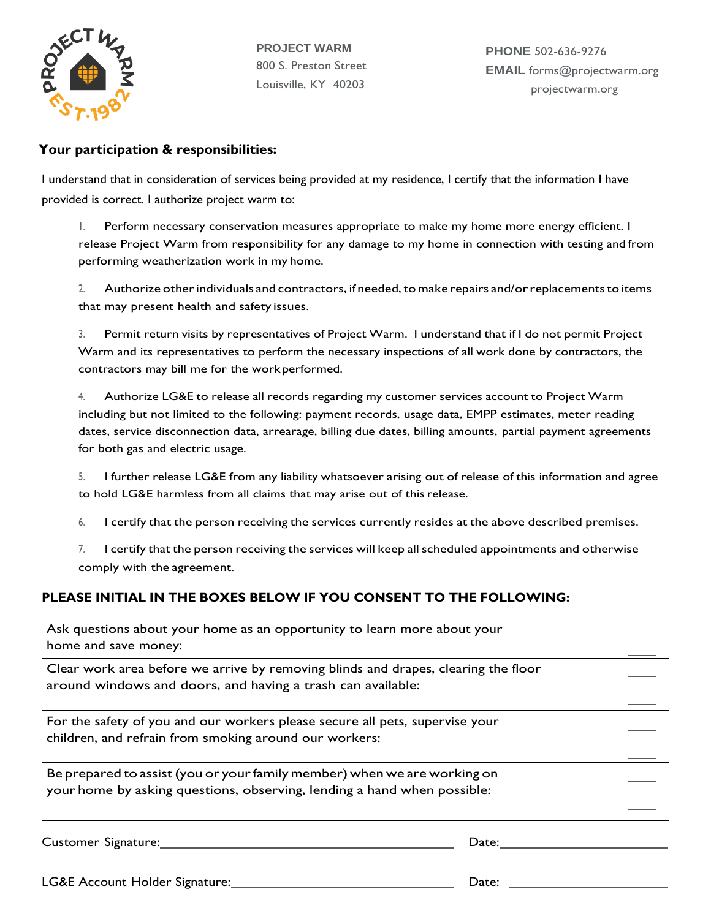**PROJECT WARM**
800 S. Preston Street
Louisville, KY 40203

**PHONE** 502-636-9276
**EMAIL** forms@projectwarm.org
projectwarm.org

### Your participation & responsibilities:

I understand that in consideration of services being provided at my residence, I certify that the information I have provided is correct. I authorize project warm to:

1. Perform necessary conservation measures appropriate to make my home more energy efficient. I release Project Warm from responsibility for any damage to my home in connection with testing and from performing weatherization work in my home.
2. Authorize other individuals and contractors, if needed, to make repairs and/or replacements to items that may present health and safety issues.
3. Permit return visits by representatives of Project Warm. I understand that if I do not permit Project Warm and its representatives to perform the necessary inspections of all work done by contractors, the contractors may bill me for the work performed.
4. Authorize LG&E to release all records regarding my customer services account to Project Warm including but not limited to the following: payment records, usage data, EMPP estimates, meter reading dates, service disconnection data, arrearage, billing due dates, billing amounts, partial payment agreements for both gas and electric usage.
5. I further release LG&E from any liability whatsoever arising out of release of this information and agree to hold LG&E harmless from all claims that may arise out of this release.
6. I certify that the person receiving the services currently resides at the above described premises.
7. I certify that the person receiving the services will keep all scheduled appointments and otherwise comply with the agreement.

### PLEASE INITIAL IN THE BOXES BELOW IF YOU CONSENT TO THE FOLLOWING:

| | |
|---|---|
| Ask questions about your home as an opportunity to learn more about your home and save money: | |
| Clear work area before we arrive by removing blinds and drapes, clearing the floor around windows and doors, and having a trash can available: | |
| For the safety of you and our workers please secure all pets, supervise your children, and refrain from smoking around our workers: | |
| Be prepared to assist (you or your family member) when we are working on your home by asking questions, observing, lending a hand when possible: | |

Customer Signature:________________________________ Date:________________

LG&E Account Holder Signature:________________________ Date:________________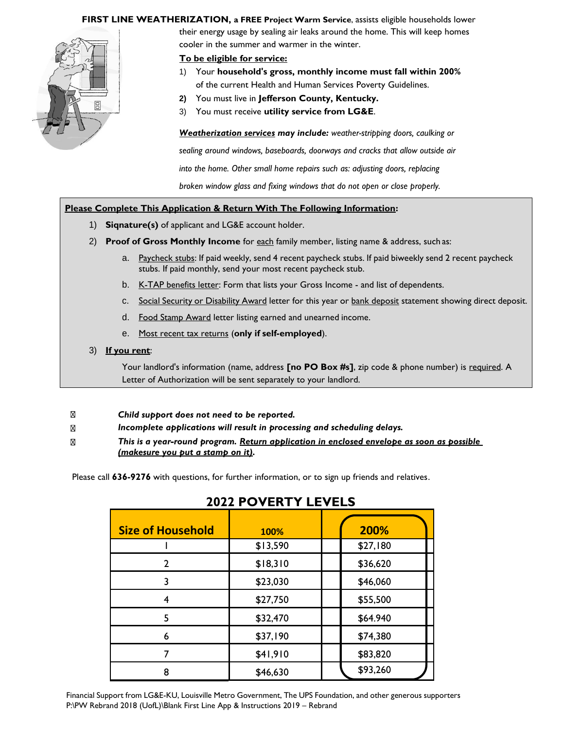**FIRST LINE WEATHERIZATION, a FREE Project Warm Service**, assists eligible households lower their energy usage by sealing air leaks around the home. This will keep homes cooler in the summer and warmer in the winter.

**To be eligible for service:**

1) Your **household's gross, monthly income must fall within 200%** of the current Health and Human Services Poverty Guidelines.
2) You must live in **Jefferson County, Kentucky.**
3) You must receive **utility service from LG&E**.

***Weatherization services may include:*** *weather-stripping doors, caulking or sealing around windows, baseboards, doorways and cracks that allow outside air into the home. Other small home repairs such as: adjusting doors, replacing broken window glass and fixing windows that do not open or close properly.*

**Please Complete This Application & Return With The Following Information:**

1) **Siqnature(s)** of applicant and LG&E account holder.
2) **Proof of Gross Monthly Income** for each family member, listing name & address, such as:
   a. Paycheck stubs: If paid weekly, send 4 recent paycheck stubs. If paid biweekly send 2 recent paycheck stubs. If paid monthly, send your most recent paycheck stub.
   b. K-TAP benefits letter: Form that lists your Gross Income - and list of dependents.
   c. Social Security or Disability Award letter for this year or bank deposit statement showing direct deposit.
   d. Food Stamp Award letter listing earned and unearned income.
   e. Most recent tax returns (**only if self-employed**).
3) **If you rent**:

   Your landlord's information (name, address **[no PO Box #s]**, zip code & phone number) is required. A Letter of Authorization will be sent separately to your landlord.

- ***Child support does not need to be reported.***
- ***Incomplete applications will result in processing and scheduling delays.***
- ***This is a year-round program. Return application in enclosed envelope as soon as possible (makesure you put a stamp on it).***

Please call **636-9276** with questions, for further information, or to sign up friends and relatives.

## 2022 POVERTY LEVELS

| Size of Household | 100% | 200% |
|---|---|---|
| 1 | $13,590 | $27,180 |
| 2 | $18,310 | $36,620 |
| 3 | $23,030 | $46,060 |
| 4 | $27,750 | $55,500 |
| 5 | $32,470 | $64.940 |
| 6 | $37,190 | $74,380 |
| 7 | $41,910 | $83,820 |
| 8 | $46,630 | $93,260 |

Financial Support from LG&E-KU, Louisville Metro Government, The UPS Foundation, and other generous supporters
P:\PW Rebrand 2018 (UofL)\Blank First Line App & Instructions 2019 – Rebrand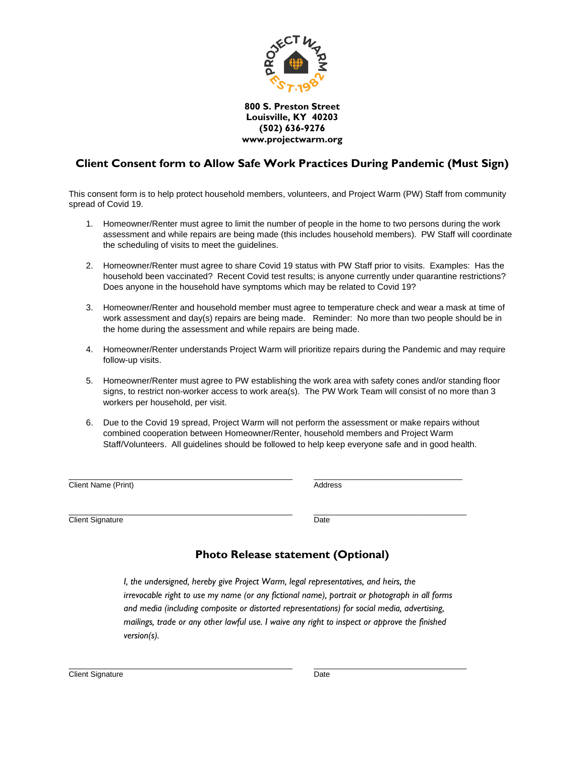**800 S. Preston Street**
**Louisville, KY 40203**
**(502) 636-9276**
**www.projectwarm.org**

## Client Consent form to Allow Safe Work Practices During Pandemic (Must Sign)

This consent form is to help protect household members, volunteers, and Project Warm (PW) Staff from community spread of Covid 19.

1. Homeowner/Renter must agree to limit the number of people in the home to two persons during the work assessment and while repairs are being made (this includes household members). PW Staff will coordinate the scheduling of visits to meet the guidelines.

2. Homeowner/Renter must agree to share Covid 19 status with PW Staff prior to visits. Examples: Has the household been vaccinated? Recent Covid test results; is anyone currently under quarantine restrictions? Does anyone in the household have symptoms which may be related to Covid 19?

3. Homeowner/Renter and household member must agree to temperature check and wear a mask at time of work assessment and day(s) repairs are being made. Reminder: No more than two people should be in the home during the assessment and while repairs are being made.

4. Homeowner/Renter understands Project Warm will prioritize repairs during the Pandemic and may require follow-up visits.

5. Homeowner/Renter must agree to PW establishing the work area with safety cones and/or standing floor signs, to restrict non-worker access to work area(s). The PW Work Team will consist of no more than 3 workers per household, per visit.

6. Due to the Covid 19 spread, Project Warm will not perform the assessment or make repairs without combined cooperation between Homeowner/Renter, household members and Project Warm Staff/Volunteers. All guidelines should be followed to help keep everyone safe and in good health.

\_\_\_\_\_\_\_\_\_\_\_\_\_\_\_\_\_\_\_\_\_\_\_\_\_\_\_\_\_\_\_\_\_\_\_\_ \_\_\_\_\_\_\_\_\_\_\_\_\_\_\_\_\_\_\_\_\_\_\_\_
Client Name (Print) Address

\_\_\_\_\_\_\_\_\_\_\_\_\_\_\_\_\_\_\_\_\_\_\_\_\_\_\_\_\_\_\_\_\_\_\_\_ \_\_\_\_\_\_\_\_\_\_\_\_\_\_\_\_\_\_\_\_\_\_\_\_
Client Signature Date

## Photo Release statement (Optional)

*I, the undersigned, hereby give Project Warm, legal representatives, and heirs, the irrevocable right to use my name (or any fictional name), portrait or photograph in all forms and media (including composite or distorted representations) for social media, advertising, mailings, trade or any other lawful use. I waive any right to inspect or approve the finished version(s).*

\_\_\_\_\_\_\_\_\_\_\_\_\_\_\_\_\_\_\_\_\_\_\_\_\_\_\_\_\_\_\_\_\_\_\_\_ \_\_\_\_\_\_\_\_\_\_\_\_\_\_\_\_\_\_\_\_\_\_\_\_
Client Signature Date